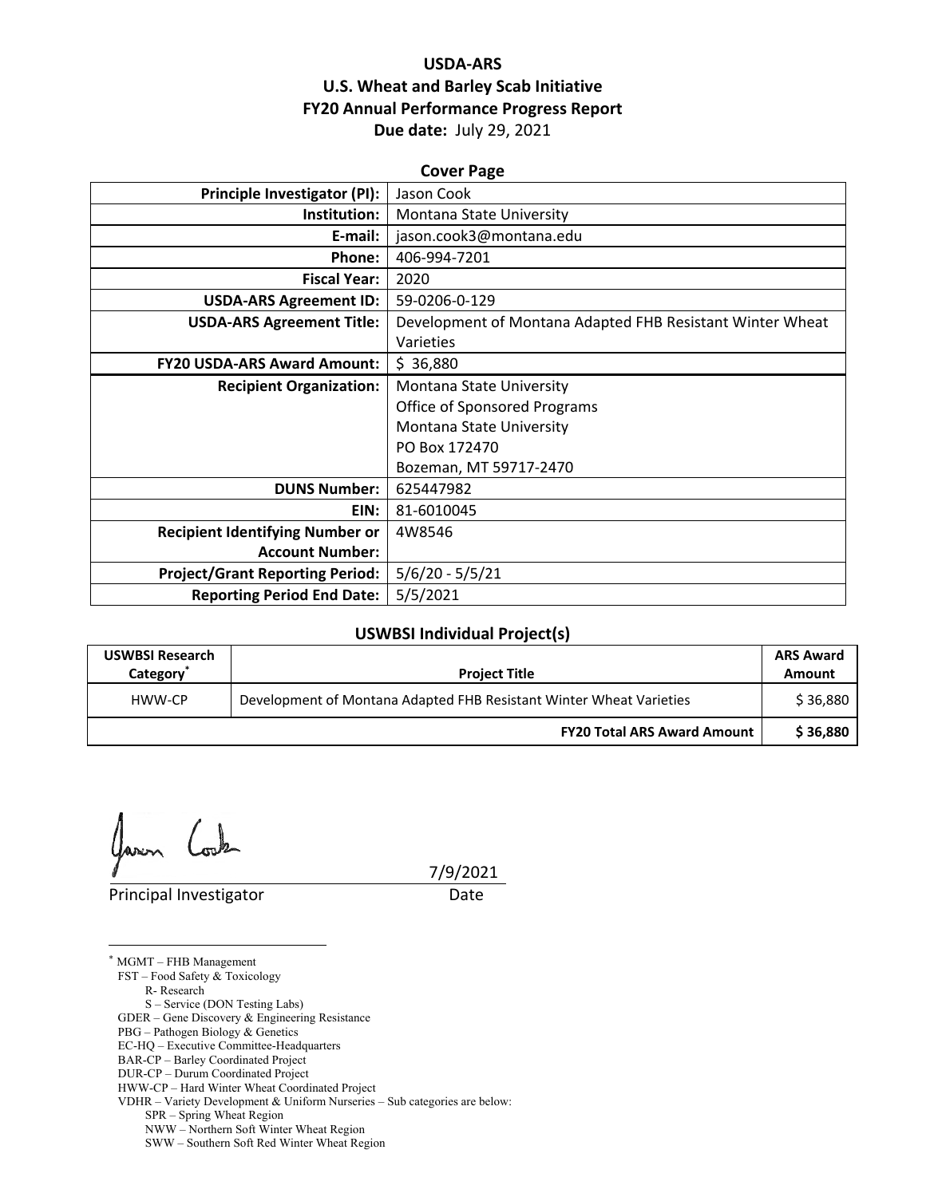# USDA-ARS
# U.S. Wheat and Barley Scab Initiative
# FY20 Annual Performance Progress Report

**Due date:** July 29, 2021

## Cover Page

| | |
|---|---|
| **Principle Investigator (PI):** | Jason Cook |
| **Institution:** | Montana State University |
| **E-mail:** | jason.cook3@montana.edu |
| **Phone:** | 406-994-7201 |
| **Fiscal Year:** | 2020 |
| **USDA-ARS Agreement ID:** | 59-0206-0-129 |
| **USDA-ARS Agreement Title:** | Development of Montana Adapted FHB Resistant Winter Wheat Varieties |
| **FY20 USDA-ARS Award Amount:** | $ 36,880 |
| **Recipient Organization:** | Montana State University<br>Office of Sponsored Programs<br>Montana State University<br>PO Box 172470<br>Bozeman, MT 59717-2470 |
| **DUNS Number:** | 625447982 |
| **EIN:** | 81-6010045 |
| **Recipient Identifying Number or Account Number:** | 4W8546 |
| **Project/Grant Reporting Period:** | 5/6/20 - 5/5/21 |
| **Reporting Period End Date:** | 5/5/2021 |

## USWBSI Individual Project(s)

| USWBSI Research Category* | Project Title | ARS Award Amount |
|---|---|---|
| HWW-CP | Development of Montana Adapted FHB Resistant Winter Wheat Varieties | $ 36,880 |
| | **FY20 Total ARS Award Amount** | **$ 36,880** |

Principal Investigator — Date: 7/9/2021

\* MGMT – FHB Management
FST – Food Safety & Toxicology
R- Research
S – Service (DON Testing Labs)
GDER – Gene Discovery & Engineering Resistance
PBG – Pathogen Biology & Genetics
EC-HQ – Executive Committee-Headquarters
BAR-CP – Barley Coordinated Project
DUR-CP – Durum Coordinated Project
HWW-CP – Hard Winter Wheat Coordinated Project
VDHR – Variety Development & Uniform Nurseries – Sub categories are below:
SPR – Spring Wheat Region
NWW – Northern Soft Winter Wheat Region
SWW – Southern Soft Red Winter Wheat Region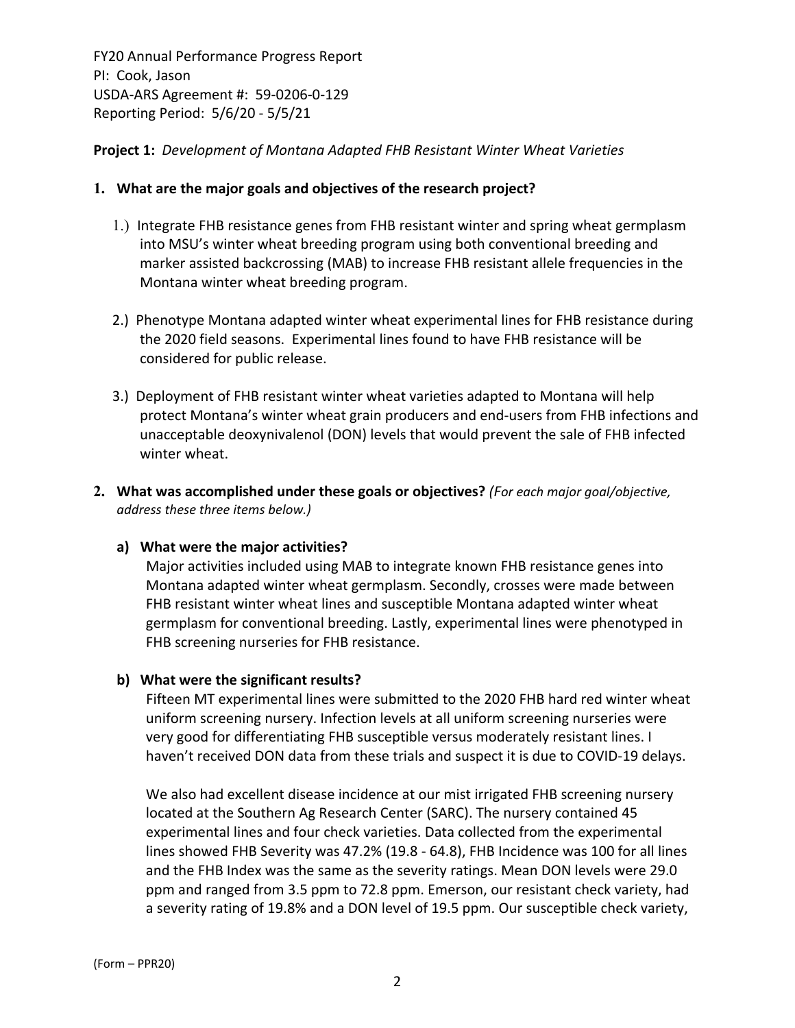FY20 Annual Performance Progress Report
PI: Cook, Jason
USDA-ARS Agreement #: 59-0206-0-129
Reporting Period: 5/6/20 - 5/5/21

**Project 1:** *Development of Montana Adapted FHB Resistant Winter Wheat Varieties*

**1. What are the major goals and objectives of the research project?**

1.) Integrate FHB resistance genes from FHB resistant winter and spring wheat germplasm into MSU's winter wheat breeding program using both conventional breeding and marker assisted backcrossing (MAB) to increase FHB resistant allele frequencies in the Montana winter wheat breeding program.

2.) Phenotype Montana adapted winter wheat experimental lines for FHB resistance during the 2020 field seasons. Experimental lines found to have FHB resistance will be considered for public release.

3.) Deployment of FHB resistant winter wheat varieties adapted to Montana will help protect Montana's winter wheat grain producers and end-users from FHB infections and unacceptable deoxynivalenol (DON) levels that would prevent the sale of FHB infected winter wheat.

**2. What was accomplished under these goals or objectives?** *(For each major goal/objective, address these three items below.)*

**a) What were the major activities?**

Major activities included using MAB to integrate known FHB resistance genes into Montana adapted winter wheat germplasm. Secondly, crosses were made between FHB resistant winter wheat lines and susceptible Montana adapted winter wheat germplasm for conventional breeding. Lastly, experimental lines were phenotyped in FHB screening nurseries for FHB resistance.

**b) What were the significant results?**

Fifteen MT experimental lines were submitted to the 2020 FHB hard red winter wheat uniform screening nursery. Infection levels at all uniform screening nurseries were very good for differentiating FHB susceptible versus moderately resistant lines. I haven't received DON data from these trials and suspect it is due to COVID-19 delays.

We also had excellent disease incidence at our mist irrigated FHB screening nursery located at the Southern Ag Research Center (SARC). The nursery contained 45 experimental lines and four check varieties. Data collected from the experimental lines showed FHB Severity was 47.2% (19.8 - 64.8), FHB Incidence was 100 for all lines and the FHB Index was the same as the severity ratings. Mean DON levels were 29.0 ppm and ranged from 3.5 ppm to 72.8 ppm. Emerson, our resistant check variety, had a severity rating of 19.8% and a DON level of 19.5 ppm. Our susceptible check variety,

(Form – PPR20)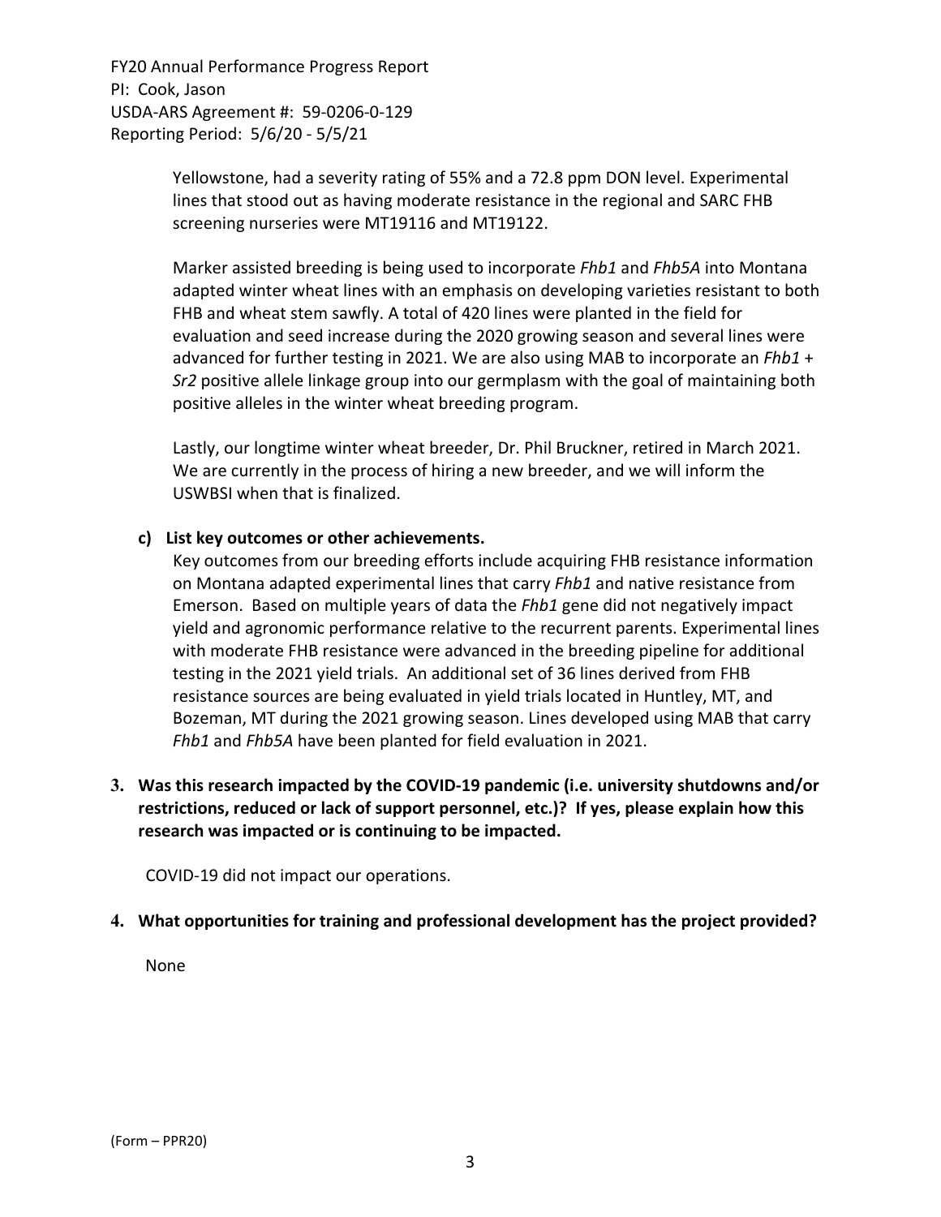Yellowstone, had a severity rating of 55% and a 72.8 ppm DON level. Experimental lines that stood out as having moderate resistance in the regional and SARC FHB screening nurseries were MT19116 and MT19122.

Marker assisted breeding is being used to incorporate *Fhb1* and *Fhb5A* into Montana adapted winter wheat lines with an emphasis on developing varieties resistant to both FHB and wheat stem sawfly. A total of 420 lines were planted in the field for evaluation and seed increase during the 2020 growing season and several lines were advanced for further testing in 2021. We are also using MAB to incorporate an *Fhb1* + *Sr2* positive allele linkage group into our germplasm with the goal of maintaining both positive alleles in the winter wheat breeding program.

Lastly, our longtime winter wheat breeder, Dr. Phil Bruckner, retired in March 2021. We are currently in the process of hiring a new breeder, and we will inform the USWBSI when that is finalized.

**c) List key outcomes or other achievements.**

Key outcomes from our breeding efforts include acquiring FHB resistance information on Montana adapted experimental lines that carry *Fhb1* and native resistance from Emerson. Based on multiple years of data the *Fhb1* gene did not negatively impact yield and agronomic performance relative to the recurrent parents. Experimental lines with moderate FHB resistance were advanced in the breeding pipeline for additional testing in the 2021 yield trials. An additional set of 36 lines derived from FHB resistance sources are being evaluated in yield trials located in Huntley, MT, and Bozeman, MT during the 2021 growing season. Lines developed using MAB that carry *Fhb1* and *Fhb5A* have been planted for field evaluation in 2021.

**3. Was this research impacted by the COVID-19 pandemic (i.e. university shutdowns and/or restrictions, reduced or lack of support personnel, etc.)? If yes, please explain how this research was impacted or is continuing to be impacted.**

COVID-19 did not impact our operations.

**4. What opportunities for training and professional development has the project provided?**

None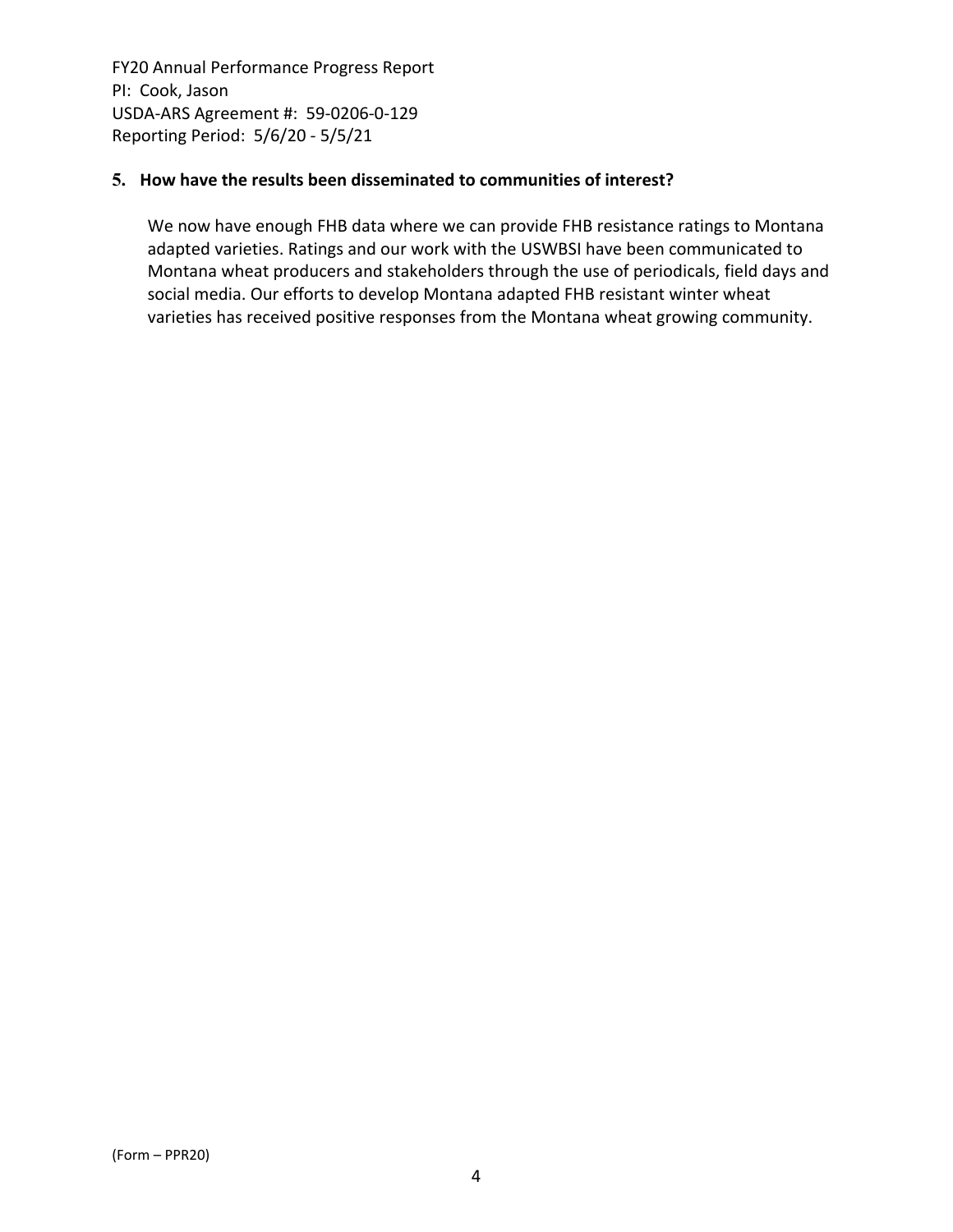**5. How have the results been disseminated to communities of interest?**

We now have enough FHB data where we can provide FHB resistance ratings to Montana adapted varieties. Ratings and our work with the USWBSI have been communicated to Montana wheat producers and stakeholders through the use of periodicals, field days and social media. Our efforts to develop Montana adapted FHB resistant winter wheat varieties has received positive responses from the Montana wheat growing community.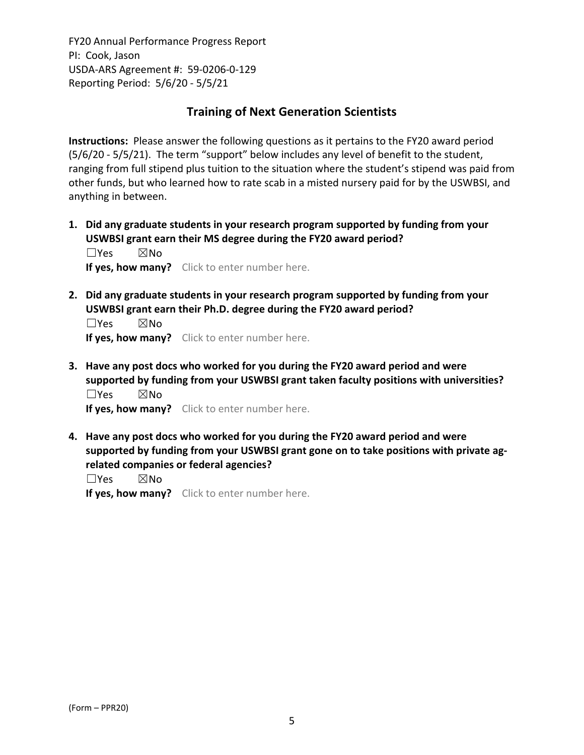## Training of Next Generation Scientists

**Instructions:** Please answer the following questions as it pertains to the FY20 award period (5/6/20 - 5/5/21). The term "support" below includes any level of benefit to the student, ranging from full stipend plus tuition to the situation where the student's stipend was paid from other funds, but who learned how to rate scab in a misted nursery paid for by the USWBSI, and anything in between.

1. **Did any graduate students in your research program supported by funding from your USWBSI grant earn their MS degree during the FY20 award period?**

   ☐Yes ☒No

   **If yes, how many?** Click to enter number here.

2. **Did any graduate students in your research program supported by funding from your USWBSI grant earn their Ph.D. degree during the FY20 award period?**

   ☐Yes ☒No

   **If yes, how many?** Click to enter number here.

3. **Have any post docs who worked for you during the FY20 award period and were supported by funding from your USWBSI grant taken faculty positions with universities?**

   ☐Yes ☒No

   **If yes, how many?** Click to enter number here.

4. **Have any post docs who worked for you during the FY20 award period and were supported by funding from your USWBSI grant gone on to take positions with private ag-related companies or federal agencies?**

   ☐Yes ☒No

   **If yes, how many?** Click to enter number here.

(Form – PPR20)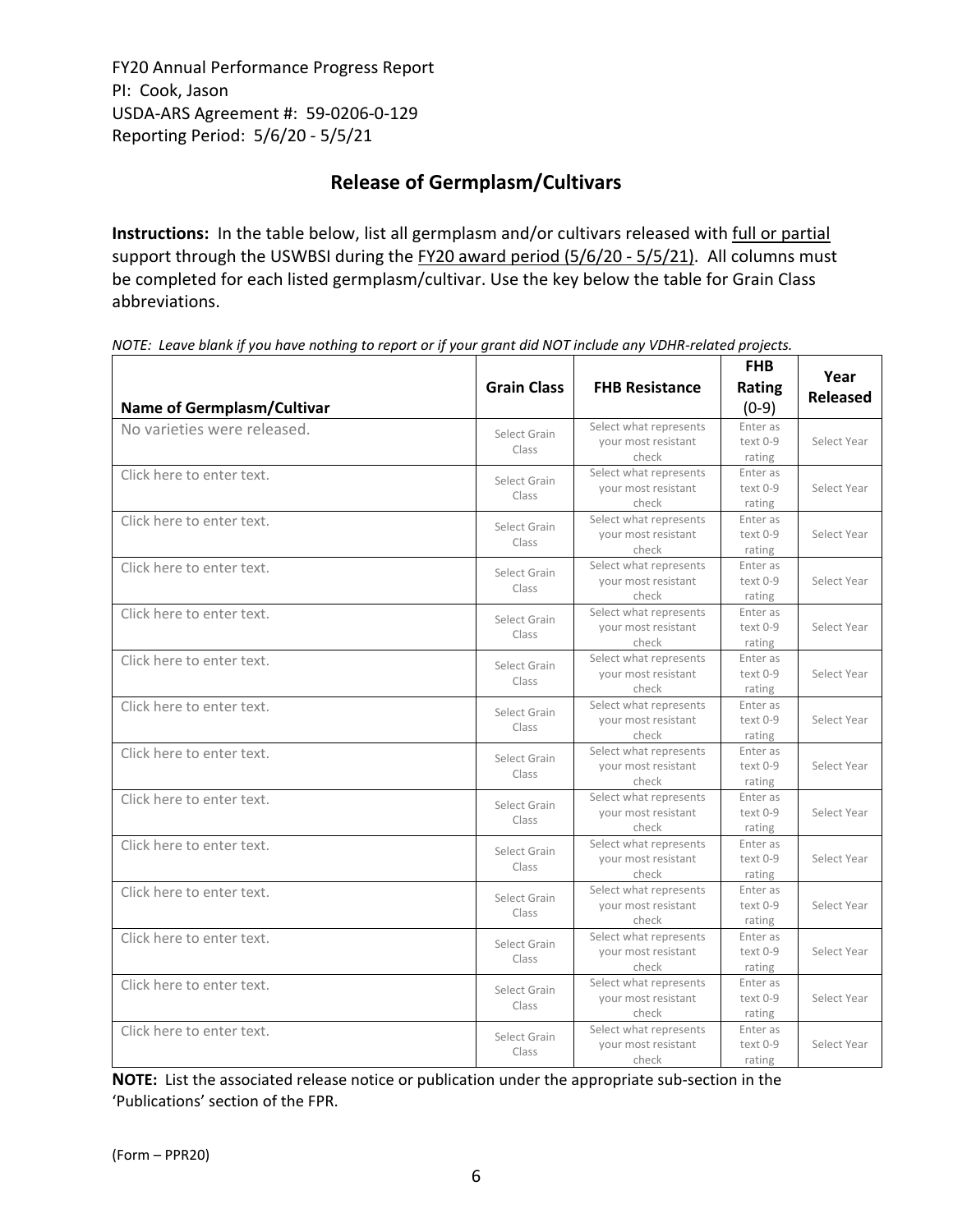FY20 Annual Performance Progress Report
PI: Cook, Jason
USDA-ARS Agreement #: 59-0206-0-129
Reporting Period: 5/6/20 - 5/5/21

## Release of Germplasm/Cultivars

**Instructions:** In the table below, list all germplasm and/or cultivars released with full or partial support through the USWBSI during the FY20 award period (5/6/20 - 5/5/21). All columns must be completed for each listed germplasm/cultivar. Use the key below the table for Grain Class abbreviations.

*NOTE: Leave blank if you have nothing to report or if your grant did NOT include any VDHR-related projects.*

| Name of Germplasm/Cultivar | Grain Class | FHB Resistance | FHB Rating (0-9) | Year Released |
|---|---|---|---|---|
| No varieties were released. | Select Grain Class | Select what represents your most resistant check | Enter as text 0-9 rating | Select Year |
| Click here to enter text. | Select Grain Class | Select what represents your most resistant check | Enter as text 0-9 rating | Select Year |
| Click here to enter text. | Select Grain Class | Select what represents your most resistant check | Enter as text 0-9 rating | Select Year |
| Click here to enter text. | Select Grain Class | Select what represents your most resistant check | Enter as text 0-9 rating | Select Year |
| Click here to enter text. | Select Grain Class | Select what represents your most resistant check | Enter as text 0-9 rating | Select Year |
| Click here to enter text. | Select Grain Class | Select what represents your most resistant check | Enter as text 0-9 rating | Select Year |
| Click here to enter text. | Select Grain Class | Select what represents your most resistant check | Enter as text 0-9 rating | Select Year |
| Click here to enter text. | Select Grain Class | Select what represents your most resistant check | Enter as text 0-9 rating | Select Year |
| Click here to enter text. | Select Grain Class | Select what represents your most resistant check | Enter as text 0-9 rating | Select Year |
| Click here to enter text. | Select Grain Class | Select what represents your most resistant check | Enter as text 0-9 rating | Select Year |
| Click here to enter text. | Select Grain Class | Select what represents your most resistant check | Enter as text 0-9 rating | Select Year |
| Click here to enter text. | Select Grain Class | Select what represents your most resistant check | Enter as text 0-9 rating | Select Year |
| Click here to enter text. | Select Grain Class | Select what represents your most resistant check | Enter as text 0-9 rating | Select Year |
| Click here to enter text. | Select Grain Class | Select what represents your most resistant check | Enter as text 0-9 rating | Select Year |

**NOTE:** List the associated release notice or publication under the appropriate sub-section in the 'Publications' section of the FPR.

(Form – PPR20)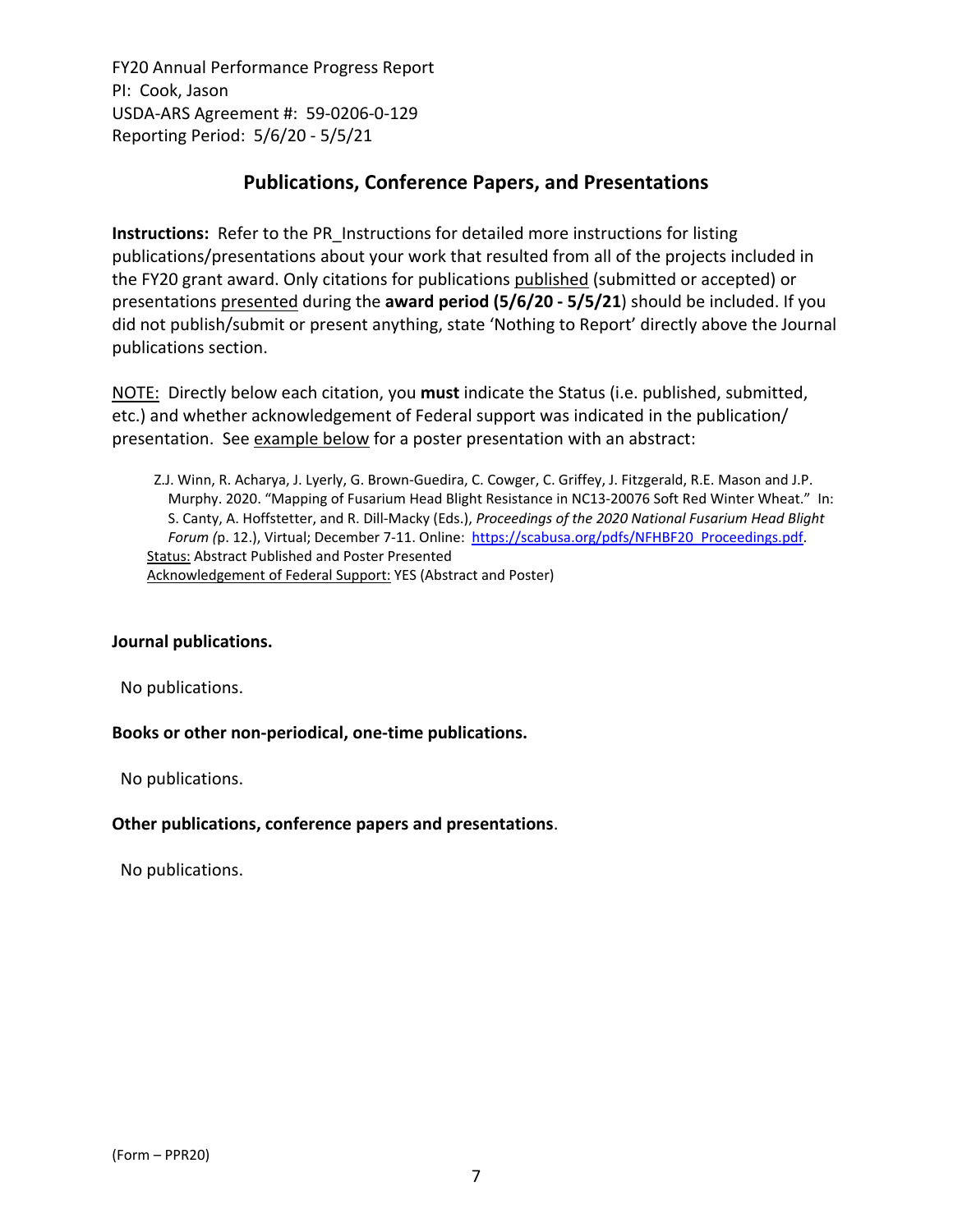FY20 Annual Performance Progress Report
PI: Cook, Jason
USDA-ARS Agreement #: 59-0206-0-129
Reporting Period: 5/6/20 - 5/5/21

## Publications, Conference Papers, and Presentations

**Instructions:** Refer to the PR_Instructions for detailed more instructions for listing publications/presentations about your work that resulted from all of the projects included in the FY20 grant award. Only citations for publications published (submitted or accepted) or presentations presented during the **award period (5/6/20 - 5/5/21**) should be included. If you did not publish/submit or present anything, state 'Nothing to Report' directly above the Journal publications section.

NOTE: Directly below each citation, you **must** indicate the Status (i.e. published, submitted, etc.) and whether acknowledgement of Federal support was indicated in the publication/ presentation. See example below for a poster presentation with an abstract:

> Z.J. Winn, R. Acharya, J. Lyerly, G. Brown-Guedira, C. Cowger, C. Griffey, J. Fitzgerald, R.E. Mason and J.P. Murphy. 2020. "Mapping of Fusarium Head Blight Resistance in NC13-20076 Soft Red Winter Wheat." In: S. Canty, A. Hoffstetter, and R. Dill-Macky (Eds.), *Proceedings of the 2020 National Fusarium Head Blight Forum (*p. 12.), Virtual; December 7-11. Online: https://scabusa.org/pdfs/NFHBF20_Proceedings.pdf.
> Status: Abstract Published and Poster Presented
> Acknowledgement of Federal Support: YES (Abstract and Poster)

**Journal publications.**

No publications.

**Books or other non-periodical, one-time publications.**

No publications.

**Other publications, conference papers and presentations**.

No publications.

(Form – PPR20)